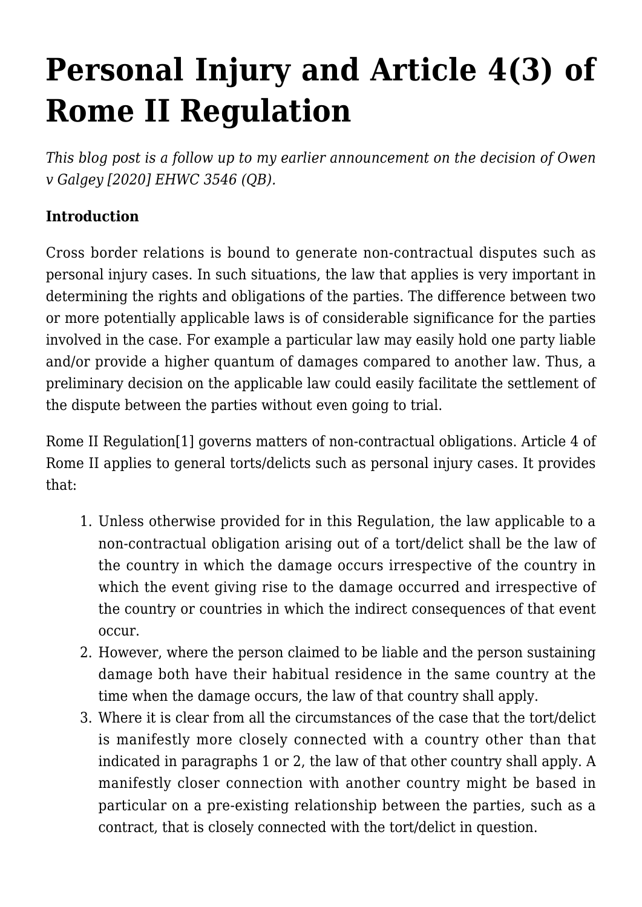# Personal Injury and Article 4(3) of Rome II Regulation

*This blog post is a follow up to my earlier announcement on the decision of Owen v Galgey [2020] EHWC 3546 (QB).*

**Introduction**

Cross border relations is bound to generate non-contractual disputes such as personal injury cases. In such situations, the law that applies is very important in determining the rights and obligations of the parties. The difference between two or more potentially applicable laws is of considerable significance for the parties involved in the case. For example a particular law may easily hold one party liable and/or provide a higher quantum of damages compared to another law. Thus, a preliminary decision on the applicable law could easily facilitate the settlement of the dispute between the parties without even going to trial.

Rome II Regulation[1] governs matters of non-contractual obligations. Article 4 of Rome II applies to general torts/delicts such as personal injury cases. It provides that:

1. Unless otherwise provided for in this Regulation, the law applicable to a non-contractual obligation arising out of a tort/delict shall be the law of the country in which the damage occurs irrespective of the country in which the event giving rise to the damage occurred and irrespective of the country or countries in which the indirect consequences of that event occur.
2. However, where the person claimed to be liable and the person sustaining damage both have their habitual residence in the same country at the time when the damage occurs, the law of that country shall apply.
3. Where it is clear from all the circumstances of the case that the tort/delict is manifestly more closely connected with a country other than that indicated in paragraphs 1 or 2, the law of that other country shall apply. A manifestly closer connection with another country might be based in particular on a pre-existing relationship between the parties, such as a contract, that is closely connected with the tort/delict in question.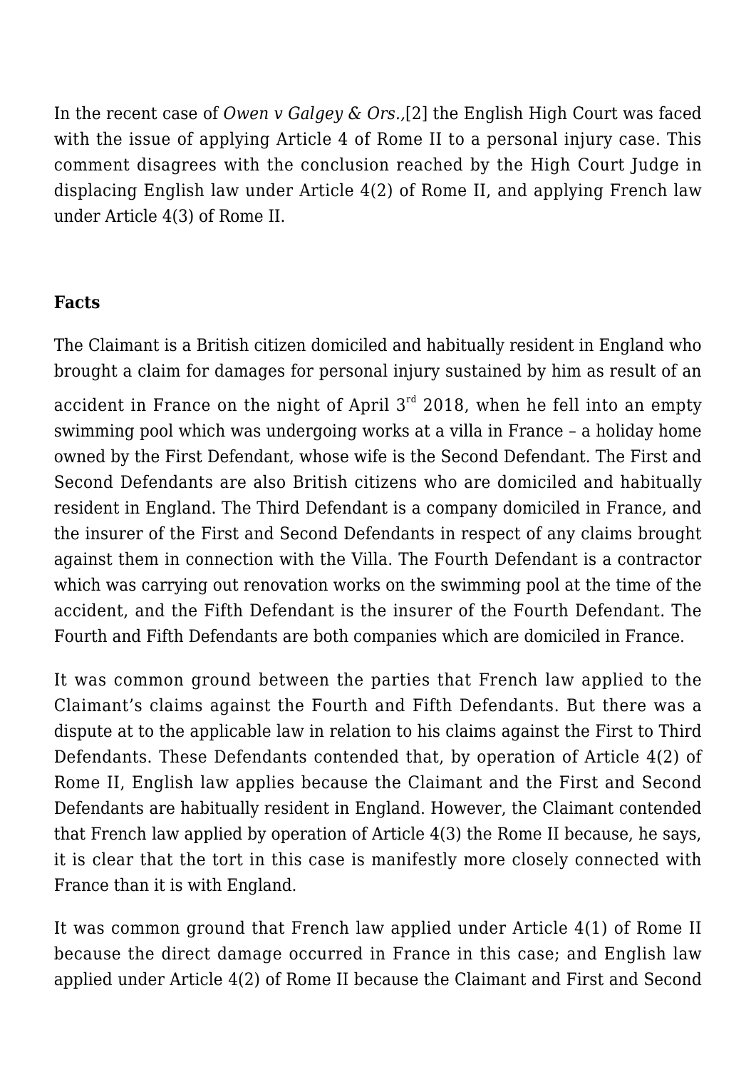In the recent case of *Owen v Galgey & Ors.,*[2] the English High Court was faced with the issue of applying Article 4 of Rome II to a personal injury case. This comment disagrees with the conclusion reached by the High Court Judge in displacing English law under Article 4(2) of Rome II, and applying French law under Article 4(3) of Rome II.

**Facts**

The Claimant is a British citizen domiciled and habitually resident in England who brought a claim for damages for personal injury sustained by him as result of an accident in France on the night of April 3rd 2018, when he fell into an empty swimming pool which was undergoing works at a villa in France – a holiday home owned by the First Defendant, whose wife is the Second Defendant. The First and Second Defendants are also British citizens who are domiciled and habitually resident in England. The Third Defendant is a company domiciled in France, and the insurer of the First and Second Defendants in respect of any claims brought against them in connection with the Villa. The Fourth Defendant is a contractor which was carrying out renovation works on the swimming pool at the time of the accident, and the Fifth Defendant is the insurer of the Fourth Defendant. The Fourth and Fifth Defendants are both companies which are domiciled in France.

It was common ground between the parties that French law applied to the Claimant's claims against the Fourth and Fifth Defendants. But there was a dispute at to the applicable law in relation to his claims against the First to Third Defendants. These Defendants contended that, by operation of Article 4(2) of Rome II, English law applies because the Claimant and the First and Second Defendants are habitually resident in England. However, the Claimant contended that French law applied by operation of Article 4(3) the Rome II because, he says, it is clear that the tort in this case is manifestly more closely connected with France than it is with England.

It was common ground that French law applied under Article 4(1) of Rome II because the direct damage occurred in France in this case; and English law applied under Article 4(2) of Rome II because the Claimant and First and Second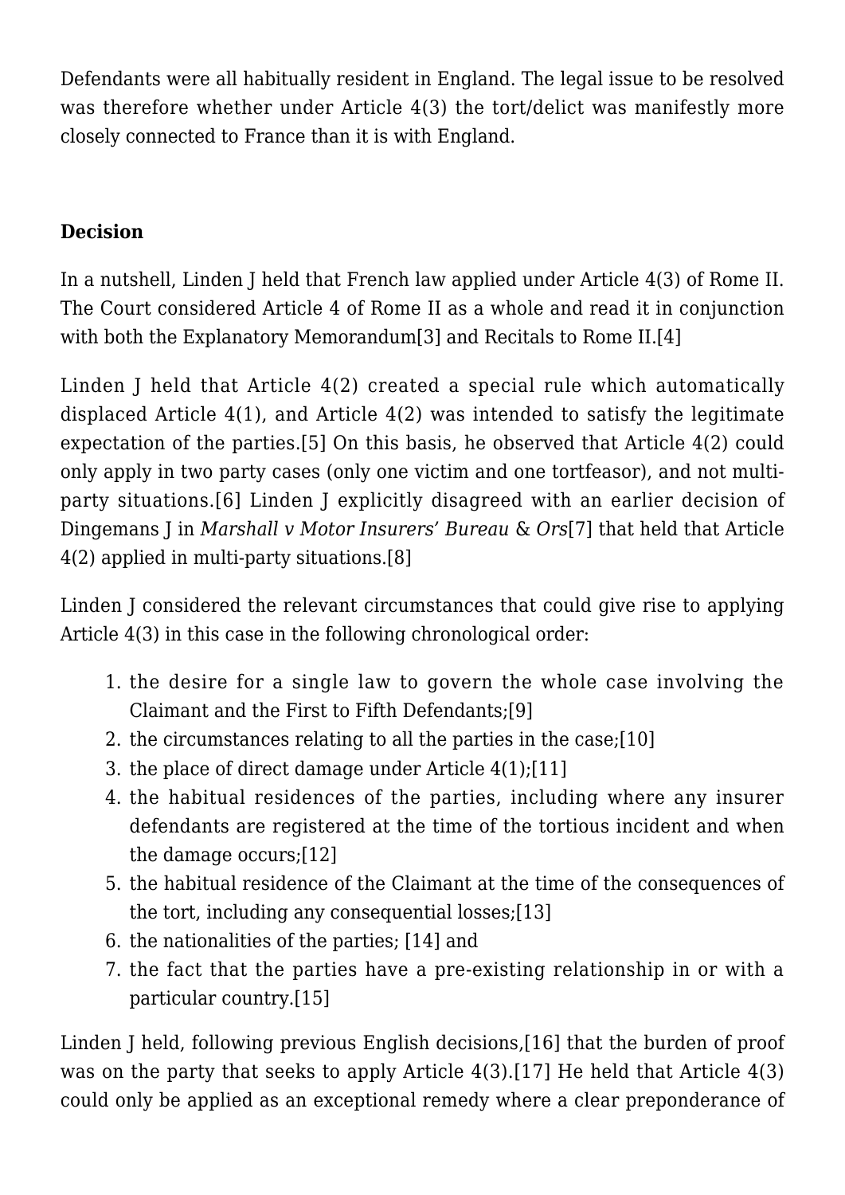Defendants were all habitually resident in England. The legal issue to be resolved was therefore whether under Article 4(3) the tort/delict was manifestly more closely connected to France than it is with England.

**Decision**

In a nutshell, Linden J held that French law applied under Article 4(3) of Rome II. The Court considered Article 4 of Rome II as a whole and read it in conjunction with both the Explanatory Memorandum[3] and Recitals to Rome II.[4]

Linden J held that Article 4(2) created a special rule which automatically displaced Article 4(1), and Article 4(2) was intended to satisfy the legitimate expectation of the parties.[5] On this basis, he observed that Article 4(2) could only apply in two party cases (only one victim and one tortfeasor), and not multi-party situations.[6] Linden J explicitly disagreed with an earlier decision of Dingemans J in *Marshall v Motor Insurers' Bureau* & *Ors*[7] that held that Article 4(2) applied in multi-party situations.[8]

Linden J considered the relevant circumstances that could give rise to applying Article 4(3) in this case in the following chronological order:

1. the desire for a single law to govern the whole case involving the Claimant and the First to Fifth Defendants;[9]
2. the circumstances relating to all the parties in the case;[10]
3. the place of direct damage under Article 4(1);[11]
4. the habitual residences of the parties, including where any insurer defendants are registered at the time of the tortious incident and when the damage occurs;[12]
5. the habitual residence of the Claimant at the time of the consequences of the tort, including any consequential losses;[13]
6. the nationalities of the parties; [14] and
7. the fact that the parties have a pre-existing relationship in or with a particular country.[15]

Linden J held, following previous English decisions,[16] that the burden of proof was on the party that seeks to apply Article 4(3).[17] He held that Article 4(3) could only be applied as an exceptional remedy where a clear preponderance of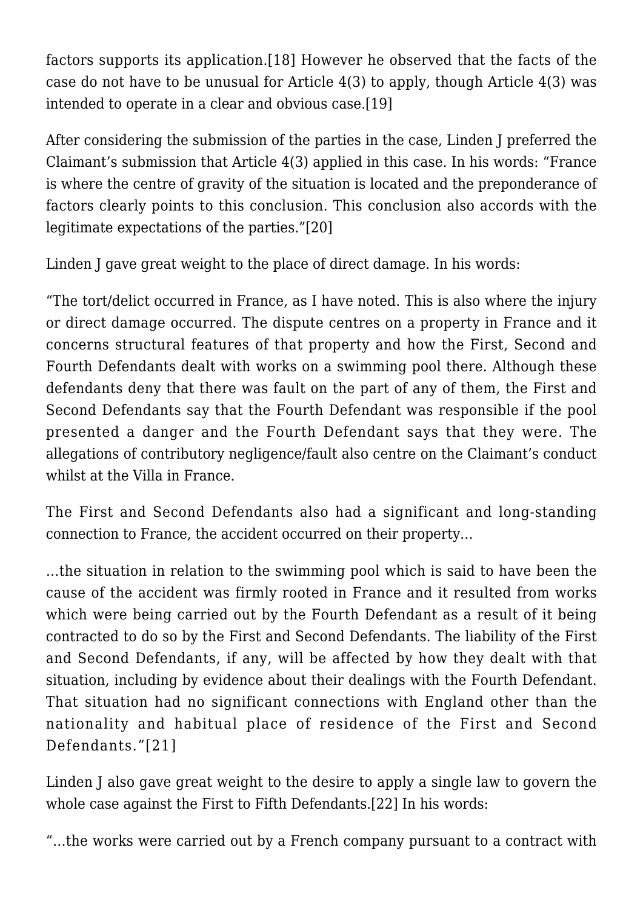factors supports its application.[18] However he observed that the facts of the case do not have to be unusual for Article 4(3) to apply, though Article 4(3) was intended to operate in a clear and obvious case.[19]

After considering the submission of the parties in the case, Linden J preferred the Claimant's submission that Article 4(3) applied in this case. In his words: "France is where the centre of gravity of the situation is located and the preponderance of factors clearly points to this conclusion. This conclusion also accords with the legitimate expectations of the parties."[20]

Linden J gave great weight to the place of direct damage. In his words:

"The tort/delict occurred in France, as I have noted. This is also where the injury or direct damage occurred. The dispute centres on a property in France and it concerns structural features of that property and how the First, Second and Fourth Defendants dealt with works on a swimming pool there. Although these defendants deny that there was fault on the part of any of them, the First and Second Defendants say that the Fourth Defendant was responsible if the pool presented a danger and the Fourth Defendant says that they were. The allegations of contributory negligence/fault also centre on the Claimant's conduct whilst at the Villa in France.

The First and Second Defendants also had a significant and long-standing connection to France, the accident occurred on their property…

…the situation in relation to the swimming pool which is said to have been the cause of the accident was firmly rooted in France and it resulted from works which were being carried out by the Fourth Defendant as a result of it being contracted to do so by the First and Second Defendants. The liability of the First and Second Defendants, if any, will be affected by how they dealt with that situation, including by evidence about their dealings with the Fourth Defendant. That situation had no significant connections with England other than the nationality and habitual place of residence of the First and Second Defendants."[21]

Linden J also gave great weight to the desire to apply a single law to govern the whole case against the First to Fifth Defendants.[22] In his words:

"…the works were carried out by a French company pursuant to a contract with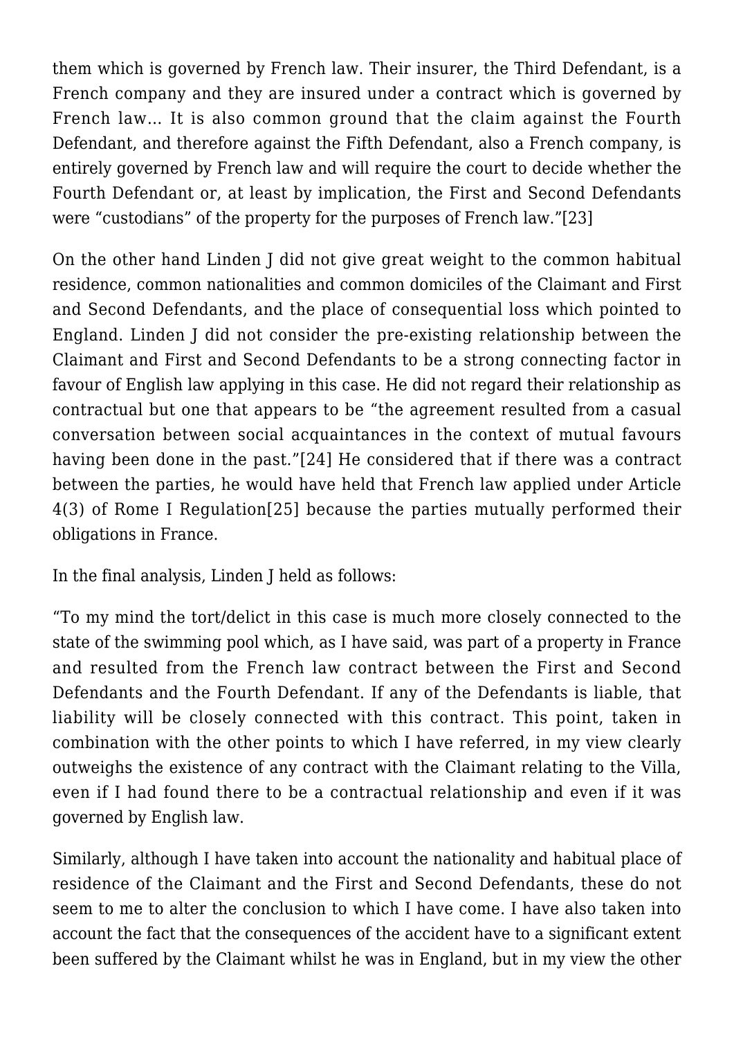them which is governed by French law. Their insurer, the Third Defendant, is a French company and they are insured under a contract which is governed by French law… It is also common ground that the claim against the Fourth Defendant, and therefore against the Fifth Defendant, also a French company, is entirely governed by French law and will require the court to decide whether the Fourth Defendant or, at least by implication, the First and Second Defendants were "custodians" of the property for the purposes of French law."[23]

On the other hand Linden J did not give great weight to the common habitual residence, common nationalities and common domiciles of the Claimant and First and Second Defendants, and the place of consequential loss which pointed to England. Linden J did not consider the pre-existing relationship between the Claimant and First and Second Defendants to be a strong connecting factor in favour of English law applying in this case. He did not regard their relationship as contractual but one that appears to be "the agreement resulted from a casual conversation between social acquaintances in the context of mutual favours having been done in the past."[24] He considered that if there was a contract between the parties, he would have held that French law applied under Article 4(3) of Rome I Regulation[25] because the parties mutually performed their obligations in France.

In the final analysis, Linden J held as follows:

"To my mind the tort/delict in this case is much more closely connected to the state of the swimming pool which, as I have said, was part of a property in France and resulted from the French law contract between the First and Second Defendants and the Fourth Defendant. If any of the Defendants is liable, that liability will be closely connected with this contract. This point, taken in combination with the other points to which I have referred, in my view clearly outweighs the existence of any contract with the Claimant relating to the Villa, even if I had found there to be a contractual relationship and even if it was governed by English law.

Similarly, although I have taken into account the nationality and habitual place of residence of the Claimant and the First and Second Defendants, these do not seem to me to alter the conclusion to which I have come. I have also taken into account the fact that the consequences of the accident have to a significant extent been suffered by the Claimant whilst he was in England, but in my view the other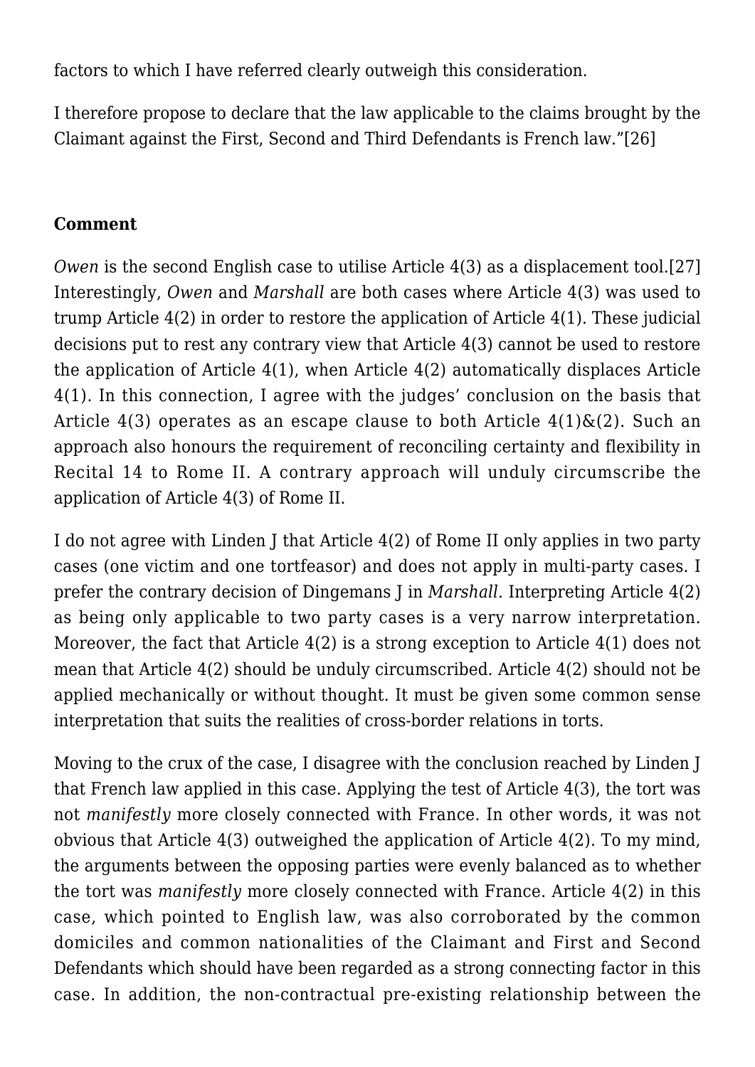factors to which I have referred clearly outweigh this consideration.

I therefore propose to declare that the law applicable to the claims brought by the Claimant against the First, Second and Third Defendants is French law."[26]

**Comment**

*Owen* is the second English case to utilise Article 4(3) as a displacement tool.[27] Interestingly, *Owen* and *Marshall* are both cases where Article 4(3) was used to trump Article 4(2) in order to restore the application of Article 4(1). These judicial decisions put to rest any contrary view that Article 4(3) cannot be used to restore the application of Article 4(1), when Article 4(2) automatically displaces Article 4(1). In this connection, I agree with the judges' conclusion on the basis that Article 4(3) operates as an escape clause to both Article 4(1)&(2). Such an approach also honours the requirement of reconciling certainty and flexibility in Recital 14 to Rome II. A contrary approach will unduly circumscribe the application of Article 4(3) of Rome II.

I do not agree with Linden J that Article 4(2) of Rome II only applies in two party cases (one victim and one tortfeasor) and does not apply in multi-party cases. I prefer the contrary decision of Dingemans J in *Marshall*. Interpreting Article 4(2) as being only applicable to two party cases is a very narrow interpretation. Moreover, the fact that Article 4(2) is a strong exception to Article 4(1) does not mean that Article 4(2) should be unduly circumscribed. Article 4(2) should not be applied mechanically or without thought. It must be given some common sense interpretation that suits the realities of cross-border relations in torts.

Moving to the crux of the case, I disagree with the conclusion reached by Linden J that French law applied in this case. Applying the test of Article 4(3), the tort was not *manifestly* more closely connected with France. In other words, it was not obvious that Article 4(3) outweighed the application of Article 4(2). To my mind, the arguments between the opposing parties were evenly balanced as to whether the tort was *manifestly* more closely connected with France. Article 4(2) in this case, which pointed to English law, was also corroborated by the common domiciles and common nationalities of the Claimant and First and Second Defendants which should have been regarded as a strong connecting factor in this case. In addition, the non-contractual pre-existing relationship between the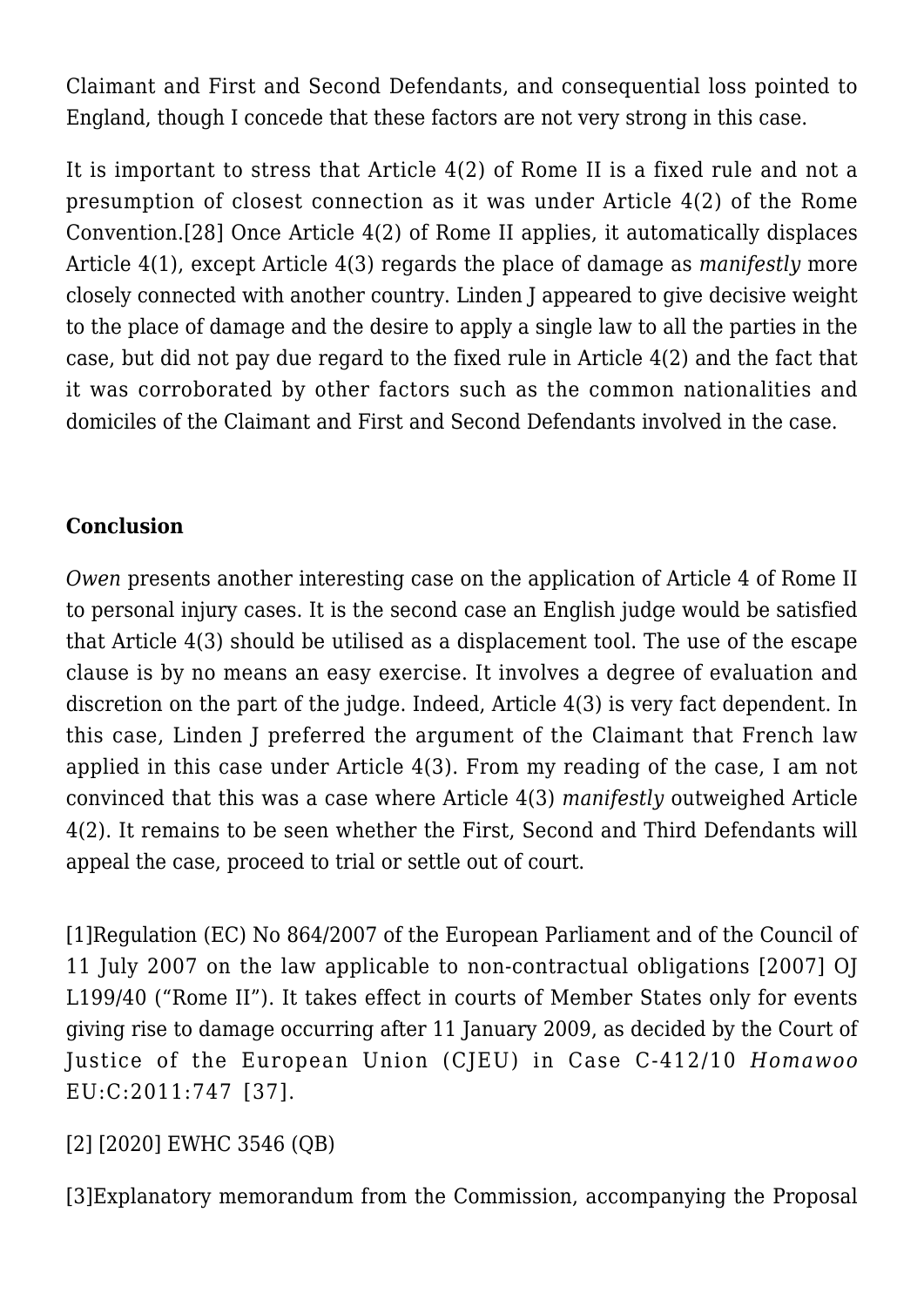Claimant and First and Second Defendants, and consequential loss pointed to England, though I concede that these factors are not very strong in this case.

It is important to stress that Article 4(2) of Rome II is a fixed rule and not a presumption of closest connection as it was under Article 4(2) of the Rome Convention.[28] Once Article 4(2) of Rome II applies, it automatically displaces Article 4(1), except Article 4(3) regards the place of damage as *manifestly* more closely connected with another country. Linden J appeared to give decisive weight to the place of damage and the desire to apply a single law to all the parties in the case, but did not pay due regard to the fixed rule in Article 4(2) and the fact that it was corroborated by other factors such as the common nationalities and domiciles of the Claimant and First and Second Defendants involved in the case.

**Conclusion**

*Owen* presents another interesting case on the application of Article 4 of Rome II to personal injury cases. It is the second case an English judge would be satisfied that Article 4(3) should be utilised as a displacement tool. The use of the escape clause is by no means an easy exercise. It involves a degree of evaluation and discretion on the part of the judge. Indeed, Article 4(3) is very fact dependent. In this case, Linden J preferred the argument of the Claimant that French law applied in this case under Article 4(3). From my reading of the case, I am not convinced that this was a case where Article 4(3) *manifestly* outweighed Article 4(2). It remains to be seen whether the First, Second and Third Defendants will appeal the case, proceed to trial or settle out of court.

[1]Regulation (EC) No 864/2007 of the European Parliament and of the Council of 11 July 2007 on the law applicable to non-contractual obligations [2007] OJ L199/40 ("Rome II"). It takes effect in courts of Member States only for events giving rise to damage occurring after 11 January 2009, as decided by the Court of Justice of the European Union (CJEU) in Case C-412/10 *Homawoo* EU:C:2011:747 [37].

[2] [2020] EWHC 3546 (QB)

[3]Explanatory memorandum from the Commission, accompanying the Proposal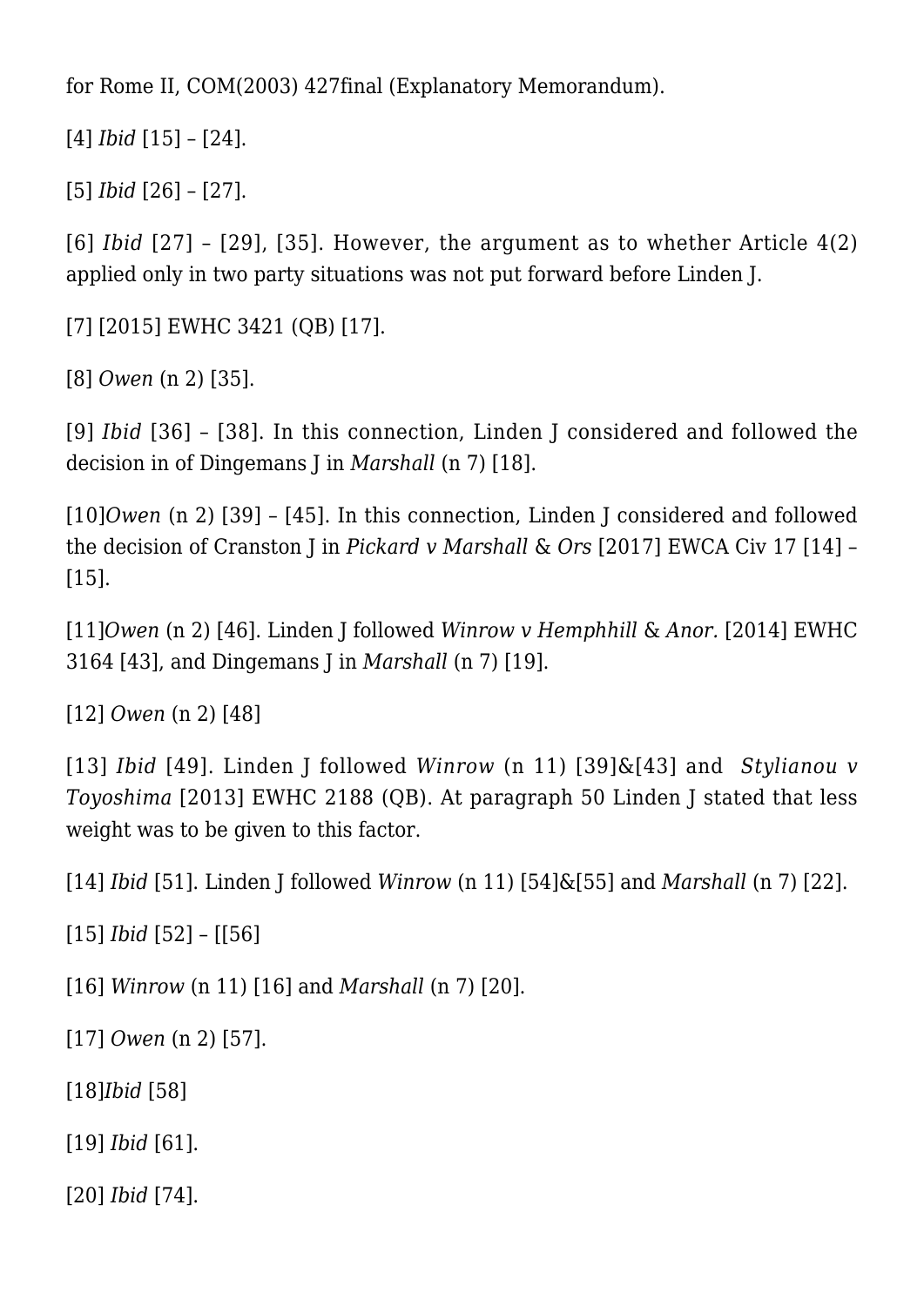for Rome II, COM(2003) 427final (Explanatory Memorandum).

[4] *Ibid* [15] – [24].

[5] *Ibid* [26] – [27].

[6] *Ibid* [27] – [29], [35]. However, the argument as to whether Article 4(2) applied only in two party situations was not put forward before Linden J.

[7] [2015] EWHC 3421 (QB) [17].

[8] *Owen* (n 2) [35].

[9] *Ibid* [36] – [38]. In this connection, Linden J considered and followed the decision in of Dingemans J in *Marshall* (n 7) [18].

[10]*Owen* (n 2) [39] – [45]. In this connection, Linden J considered and followed the decision of Cranston J in *Pickard v Marshall* & *Ors* [2017] EWCA Civ 17 [14] – [15].

[11]*Owen* (n 2) [46]. Linden J followed *Winrow v Hemphhill* & *Anor.* [2014] EWHC 3164 [43], and Dingemans J in *Marshall* (n 7) [19].

[12] *Owen* (n 2) [48]

[13] *Ibid* [49]. Linden J followed *Winrow* (n 11) [39]&[43] and *Stylianou v Toyoshima* [2013] EWHC 2188 (QB). At paragraph 50 Linden J stated that less weight was to be given to this factor.

[14] *Ibid* [51]. Linden J followed *Winrow* (n 11) [54]&[55] and *Marshall* (n 7) [22].

[15] *Ibid* [52] – [[56]

[16] *Winrow* (n 11) [16] and *Marshall* (n 7) [20].

[17] *Owen* (n 2) [57].

[18]*Ibid* [58]

[19] *Ibid* [61].

[20] *Ibid* [74].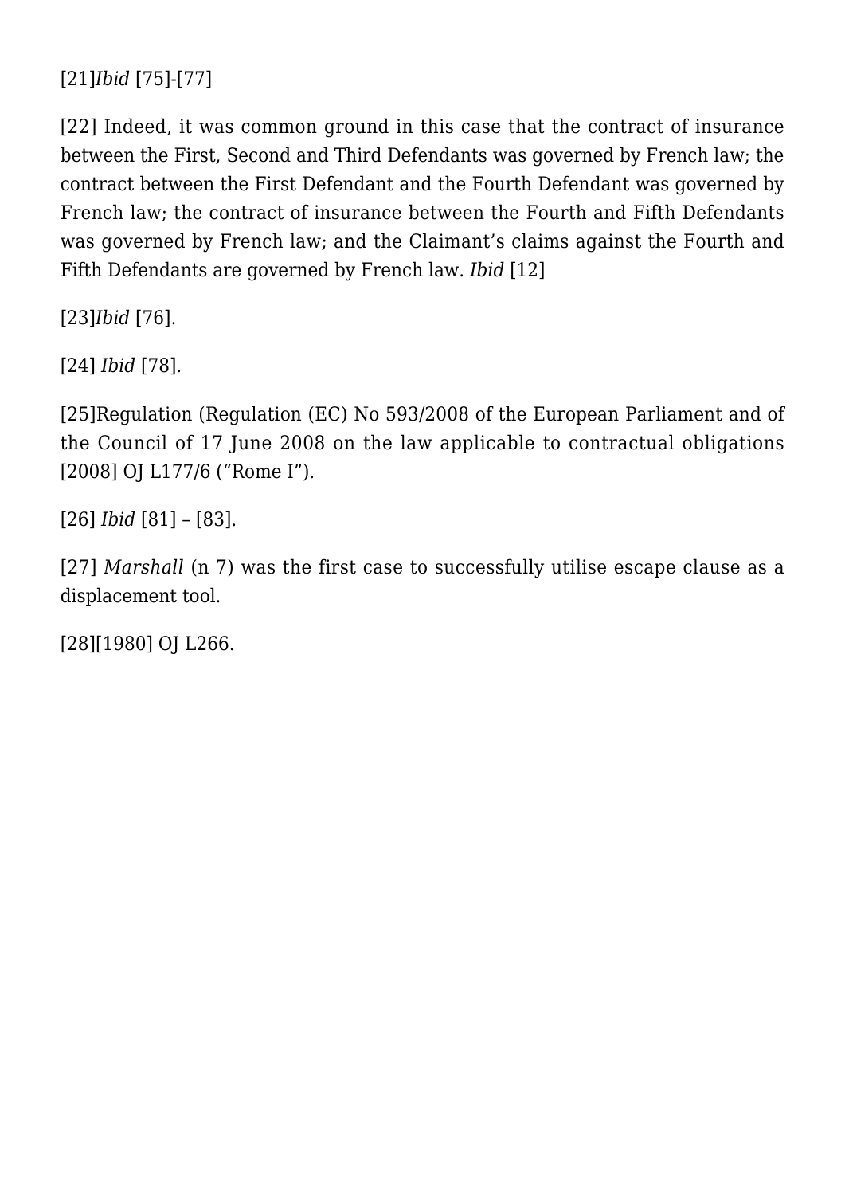[21]*Ibid* [75]-[77]

[22] Indeed, it was common ground in this case that the contract of insurance between the First, Second and Third Defendants was governed by French law; the contract between the First Defendant and the Fourth Defendant was governed by French law; the contract of insurance between the Fourth and Fifth Defendants was governed by French law; and the Claimant's claims against the Fourth and Fifth Defendants are governed by French law. *Ibid* [12]

[23]*Ibid* [76].

[24] *Ibid* [78].

[25]Regulation (Regulation (EC) No 593/2008 of the European Parliament and of the Council of 17 June 2008 on the law applicable to contractual obligations [2008] OJ L177/6 ("Rome I").

[26] *Ibid* [81] – [83].

[27] *Marshall* (n 7) was the first case to successfully utilise escape clause as a displacement tool.

[28][1980] OJ L266.